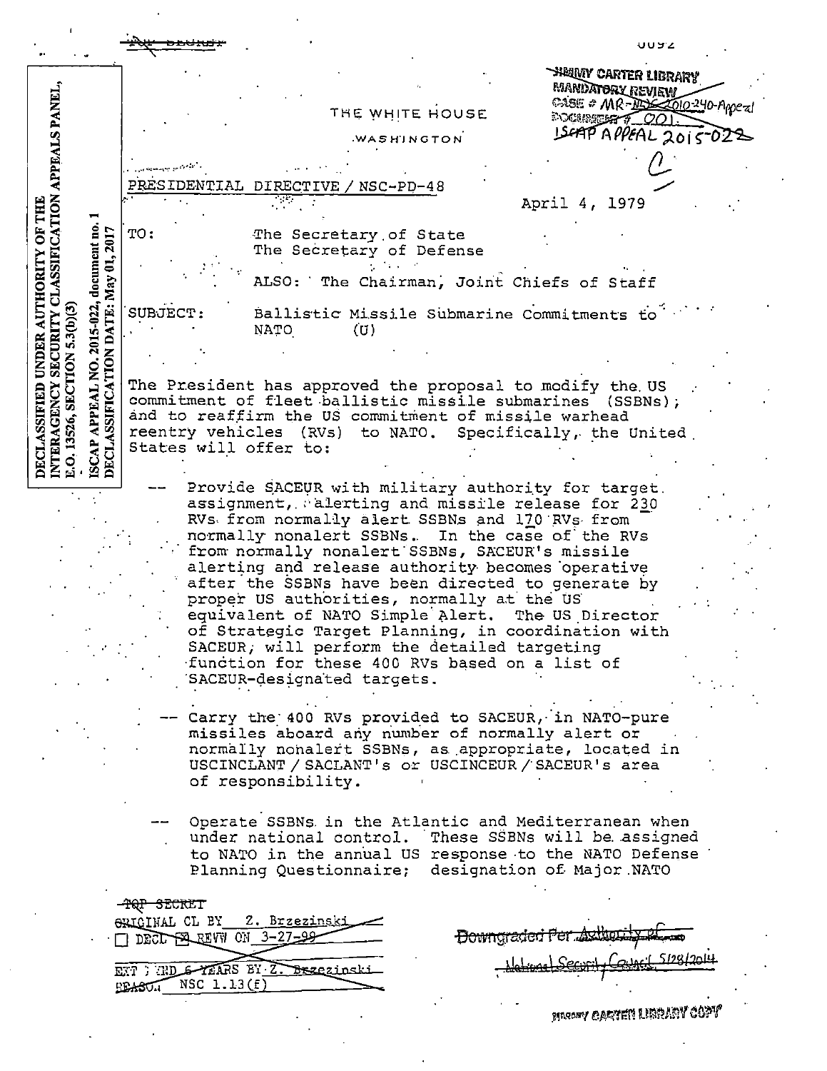~~TOP SECRET~~

JIMMY CARTER LIBRARY
MANDATORY REVIEW
CASE # MR-~~NSC~~-2010-240-Appeal
DOCUMENT # 001
ISCAP APPEAL 2015-022

DECLASSIFIED UNDER AUTHORITY OF THE INTERAGENCY SECURITY CLASSIFICATION APPEALS PANEL, E.O. 13526, SECTION 5.3(b)(3)

ISCAP APPEAL NO. 2015-022, document no. 1
DECLASSIFICATION DATE: May 01, 2017

THE WHITE HOUSE

WASHINGTON

PRESIDENTIAL DIRECTIVE / NSC-PD-48

April 4, 1979

TO: The Secretary of State
The Secretary of Defense

ALSO: The Chairman, Joint Chiefs of Staff

SUBJECT: Ballistic Missile Submarine Commitments to NATO (U)

The President has approved the proposal to modify the US commitment of fleet ballistic missile submarines (SSBNs); and to reaffirm the US commitment of missile warhead reentry vehicles (RVs) to NATO. Specifically, the United States will offer to:

-- Provide SACEUR with military authority for target assignment, alerting and missile release for 230 RVs from normally alert SSBNs and 170 RVs from normally nonalert SSBNs. In the case of the RVs from normally nonalert SSBNs, SACEUR's missile alerting and release authority becomes operative after the SSBNs have been directed to generate by proper US authorities, normally at the US equivalent of NATO Simple Alert. The US Director of Strategic Target Planning, in coordination with SACEUR, will perform the detailed targeting function for these 400 RVs based on a list of SACEUR-designated targets.

-- Carry the 400 RVs provided to SACEUR, in NATO-pure missiles aboard any number of normally alert or normally nonalert SSBNs, as appropriate, located in USCINCLANT / SACLANT's or USCINCEUR / SACEUR's area of responsibility.

-- Operate SSBNs in the Atlantic and Mediterranean when under national control. These SSBNs will be assigned to NATO in the annual US response to the NATO Defense Planning Questionnaire; designation of Major NATO

~~TOP SECRET~~
ORIGINAL CL BY Z. Brzezinski
☐ DECL ☒ REVW ON 3-27-99
EXT BYD 6 YEARS BY Z. Brzezinski
REASON NSC 1.13(f)

~~Downgraded Per Authority of~~
National Security Council 5/28/2014

JIMMY CARTER LIBRARY COPY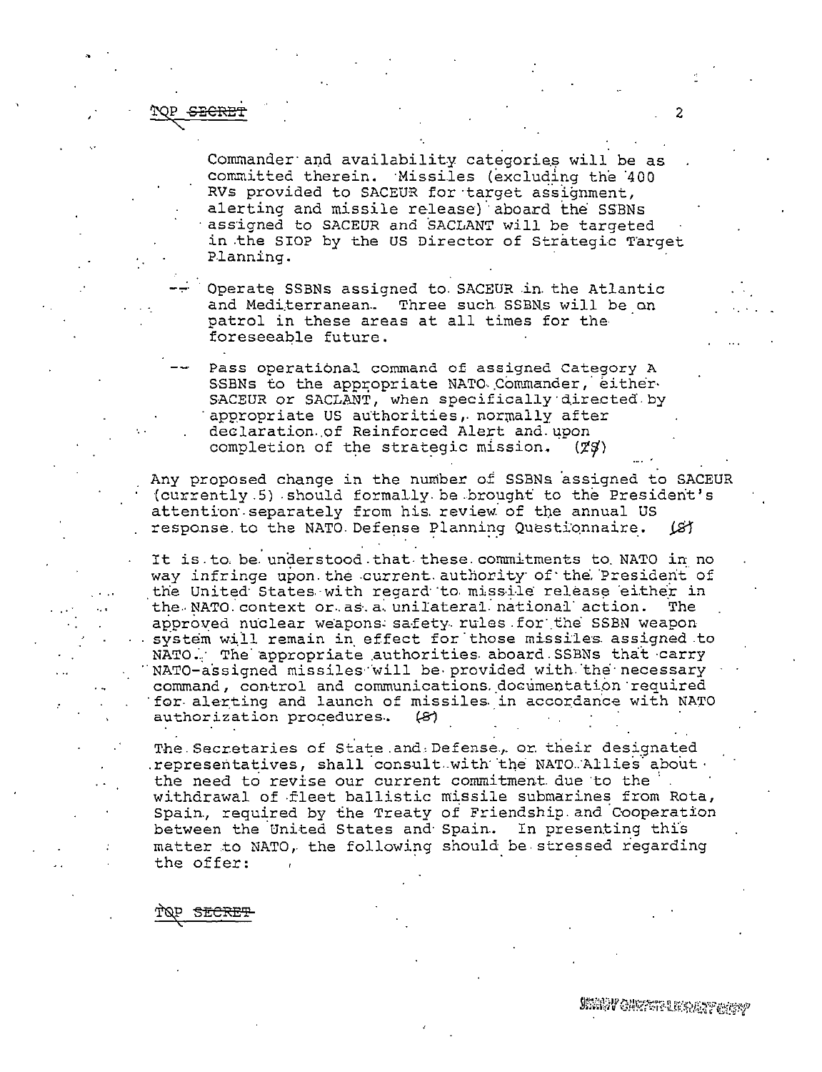TOP ~~SECRET~~

Commander and availability categories will be as committed therein. Missiles (excluding the 400 RVs provided to SACEUR for target assignment, alerting and missile release) aboard the SSBNs assigned to SACEUR and SACLANT will be targeted in the SIOP by the US Director of Strategic Target Planning.

-- Operate SSBNs assigned to SACEUR in the Atlantic and Mediterranean. Three such SSBNs will be on patrol in these areas at all times for the foreseeable future.

-- Pass operational command of assigned Category A SSBNs to the appropriate NATO Commander, either SACEUR or SACLANT, when specifically directed by appropriate US authorities, normally after declaration of Reinforced Alert and upon completion of the strategic mission. (TS)

Any proposed change in the number of SSBNs assigned to SACEUR (currently 5) should formally be brought to the President's attention separately from his review of the annual US response to the NATO Defense Planning Questionnaire. (S)

It is to be understood that these commitments to NATO in no way infringe upon the current authority of the President of the United States with regard to missile release either in the NATO context or as a unilateral national action. The approved nuclear weapons safety rules for the SSBN weapon system will remain in effect for those missiles assigned to NATO. The appropriate authorities aboard SSBNs that carry NATO-assigned missiles will be provided with the necessary command, control and communications documentation required for alerting and launch of missiles in accordance with NATO authorization procedures. (S)

The Secretaries of State and Defense, or their designated representatives, shall consult with the NATO Allies about the need to revise our current commitment due to the withdrawal of fleet ballistic missile submarines from Rota, Spain, required by the Treaty of Friendship and Cooperation between the United States and Spain. In presenting this matter to NATO, the following should be stressed regarding the offer:

TOP ~~SECRET~~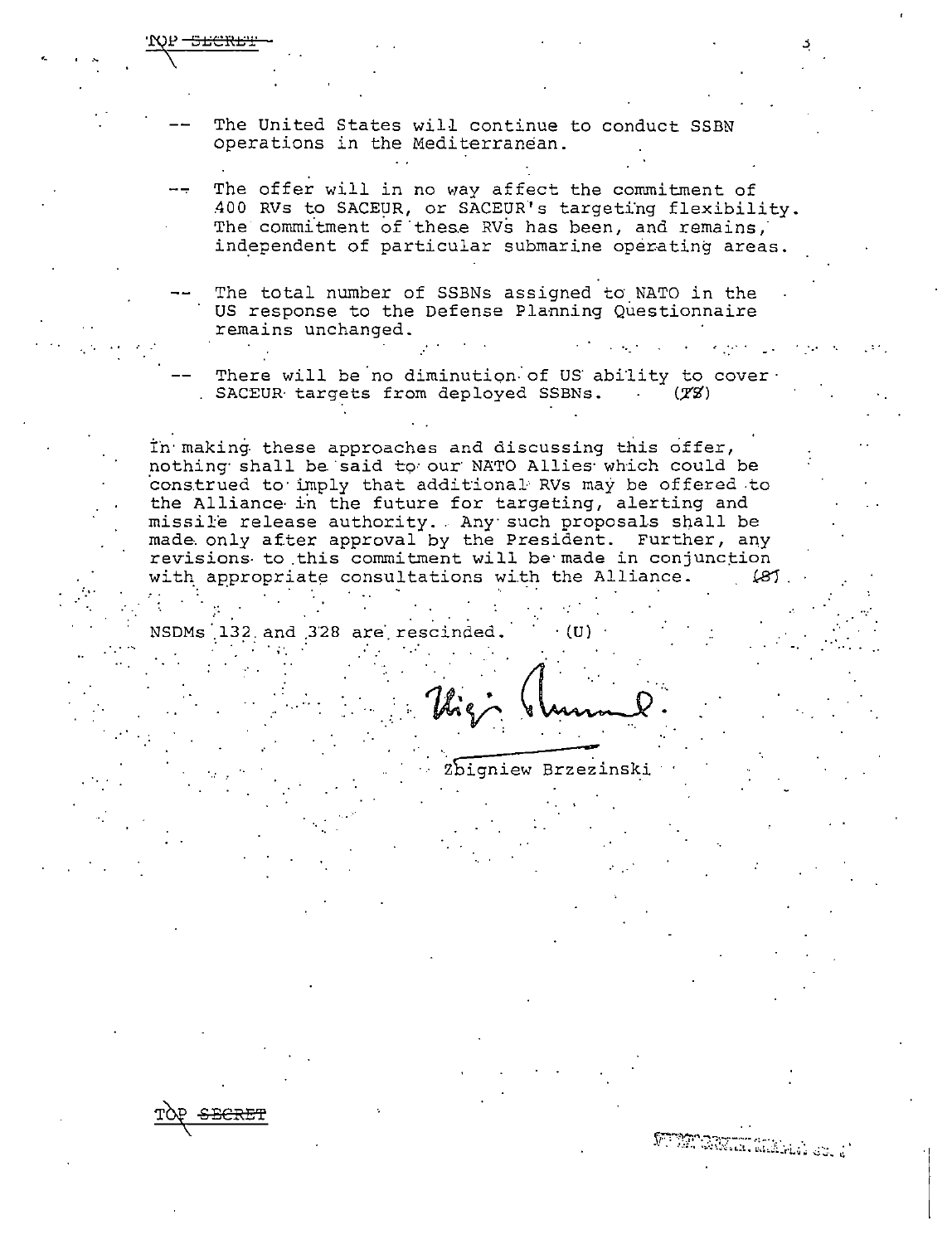-- The United States will continue to conduct SSBN operations in the Mediterranean.

-- The offer will in no way affect the commitment of 400 RVs to SACEUR, or SACEUR's targeting flexibility. The commitment of these RVs has been, and remains, independent of particular submarine operating areas.

-- The total number of SSBNs assigned to NATO in the US response to the Defense Planning Questionnaire remains unchanged.

-- There will be no diminution of US ability to cover SACEUR targets from deployed SSBNs. (TS)

In making these approaches and discussing this offer, nothing shall be said to our NATO Allies which could be construed to imply that additional RVs may be offered to the Alliance in the future for targeting, alerting and missile release authority. Any such proposals shall be made only after approval by the President. Further, any revisions to this commitment will be made in conjunction with appropriate consultations with the Alliance. (S)

NSDMs 132 and 328 are rescinded. (U)

Zbigniew Brzezinski